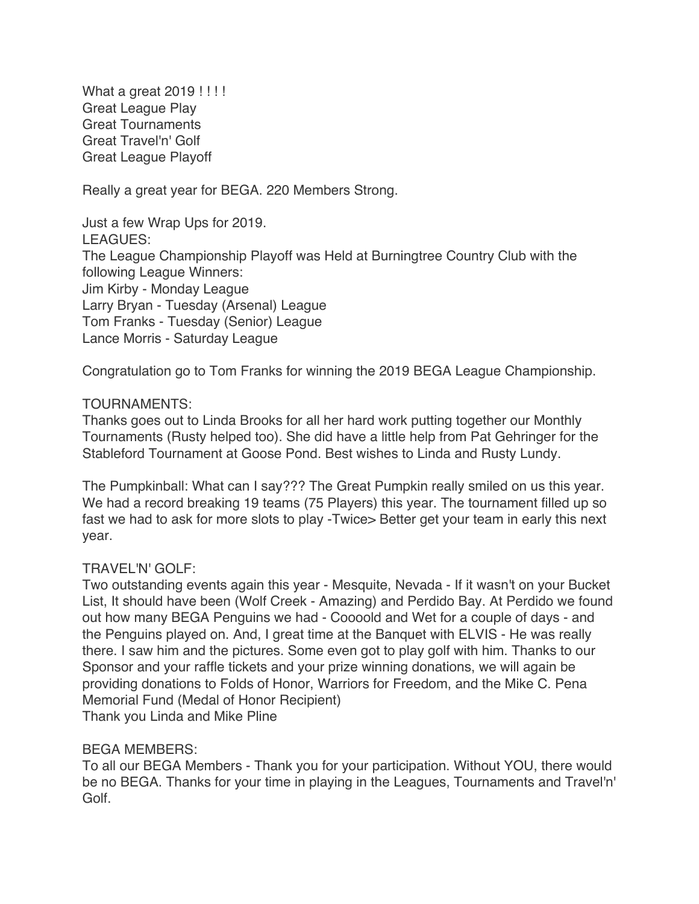What a great 2019 ! ! ! !
Great League Play
Great Tournaments
Great Travel'n' Golf
Great League Playoff

Really a great year for BEGA. 220 Members Strong.

Just a few Wrap Ups for 2019.
LEAGUES:
The League Championship Playoff was Held at Burningtree Country Club with the following League Winners:
Jim Kirby - Monday League
Larry Bryan - Tuesday (Arsenal) League
Tom Franks - Tuesday (Senior) League
Lance Morris - Saturday League

Congratulation go to Tom Franks for winning the 2019 BEGA League Championship.

TOURNAMENTS:
Thanks goes out to Linda Brooks for all her hard work putting together our Monthly Tournaments (Rusty helped too). She did have a little help from Pat Gehringer for the Stableford Tournament at Goose Pond. Best wishes to Linda and Rusty Lundy.

The Pumpkinball: What can I say??? The Great Pumpkin really smiled on us this year. We had a record breaking 19 teams (75 Players) this year. The tournament filled up so fast we had to ask for more slots to play -Twice> Better get your team in early this next year.

TRAVEL'N' GOLF:
Two outstanding events again this year - Mesquite, Nevada - If it wasn't on your Bucket List, It should have been (Wolf Creek - Amazing) and Perdido Bay. At Perdido we found out how many BEGA Penguins we had - Coooold and Wet for a couple of days - and the Penguins played on. And, I great time at the Banquet with ELVIS - He was really there. I saw him and the pictures. Some even got to play golf with him. Thanks to our Sponsor and your raffle tickets and your prize winning donations, we will again be providing donations to Folds of Honor, Warriors for Freedom, and the Mike C. Pena Memorial Fund (Medal of Honor Recipient)
Thank you Linda and Mike Pline

BEGA MEMBERS:
To all our BEGA Members - Thank you for your participation. Without YOU, there would be no BEGA. Thanks for your time in playing in the Leagues, Tournaments and Travel'n' Golf.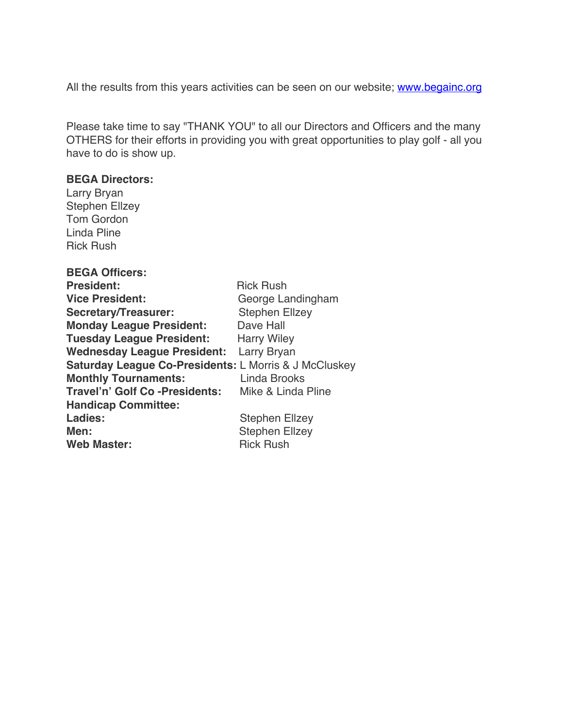All the results from this years activities can be seen on our website; [www.begainc.org](http://www.begainc.org)

Please take time to say "THANK YOU" to all our Directors and Officers and the many OTHERS for their efforts in providing you with great opportunities to play golf - all you have to do is show up.

**BEGA Directors:**

Larry Bryan
Stephen Ellzey
Tom Gordon
Linda Pline
Rick Rush

**BEGA Officers:**

| | |
|---|---|
| **President:** | Rick Rush |
| **Vice President:** | George Landingham |
| **Secretary/Treasurer:** | Stephen Ellzey |
| **Monday League President:** | Dave Hall |
| **Tuesday League President:** | Harry Wiley |
| **Wednesday League President:** | Larry Bryan |
| **Saturday League Co-Presidents:** | L Morris & J McCluskey |
| **Monthly Tournaments:** | Linda Brooks |
| **Travel'n' Golf Co -Presidents:** | Mike & Linda Pline |
| **Handicap Committee:** | |
| **Ladies:** | Stephen Ellzey |
| **Men:** | Stephen Ellzey |
| **Web Master:** | Rick Rush |